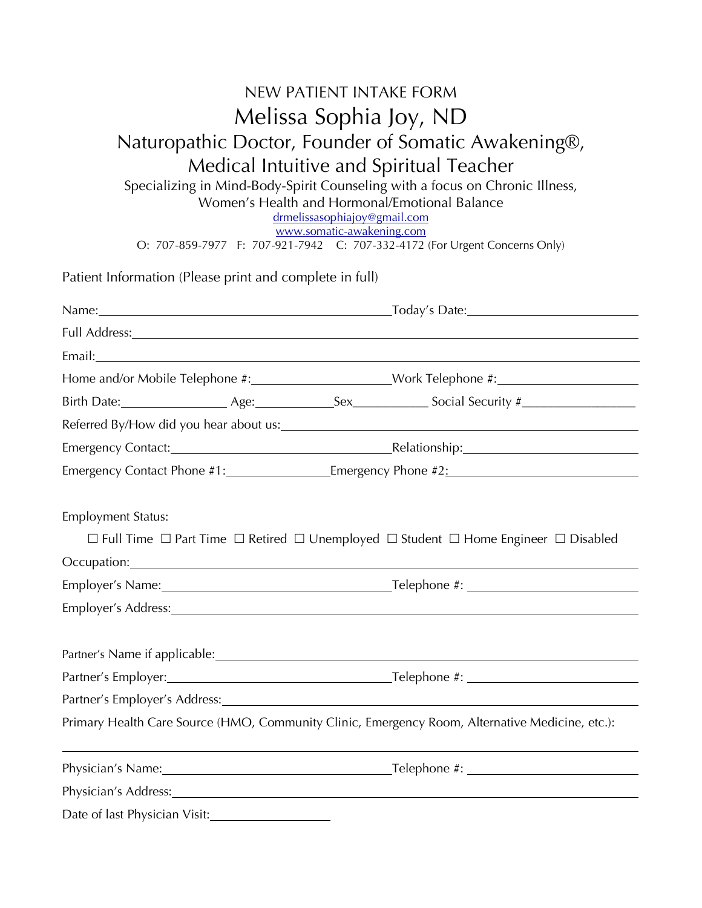# NEW PATIENT INTAKE FORM

## Melissa Sophia Joy, ND

### Naturopathic Doctor, Founder of Somatic Awakening®, Medical Intuitive and Spiritual Teacher

Specializing in Mind-Body-Spirit Counseling with a focus on Chronic Illness, Women's Health and Hormonal/Emotional Balance

drmelissasophiajoy@gmail.com

www.somatic-awakening.com

O: 707-859-7977   F: 707-921-7942   C: 707-332-4172 (For Urgent Concerns Only)

Patient Information (Please print and complete in full)

Name:_______________________________________________Today's Date:___________________________

Full Address:_____________________________________________________________________________

Email:___________________________________________________________________________________

Home and/or Mobile Telephone #:______________________Work Telephone #:______________________

Birth Date:________________ Age:____________Sex____________ Social Security #__________________

Referred By/How did you hear about us:______________________________________________________

Emergency Contact:__________________________________Relationship:___________________________

Emergency Contact Phone #1:________________Emergency Phone #2:______________________________

Employment Status:

☐ Full Time ☐ Part Time ☐ Retired ☐ Unemployed ☐ Student ☐ Home Engineer ☐ Disabled

Occupation:_______________________________________________________________________________

Employer's Name:___________________________________Telephone #: ___________________________

Employer's Address:_________________________________________________________________________

Partner's Name if applicable:___________________________________________________________________

Partner's Employer:__________________________________Telephone #: ___________________________

Partner's Employer's Address:___________________________________________________________________

Primary Health Care Source (HMO, Community Clinic, Emergency Room, Alternative Medicine, etc.):

_________________________________________________________________________________________

Physician's Name:___________________________________Telephone #: ___________________________

Physician's Address:_________________________________________________________________________

Date of last Physician Visit:___________________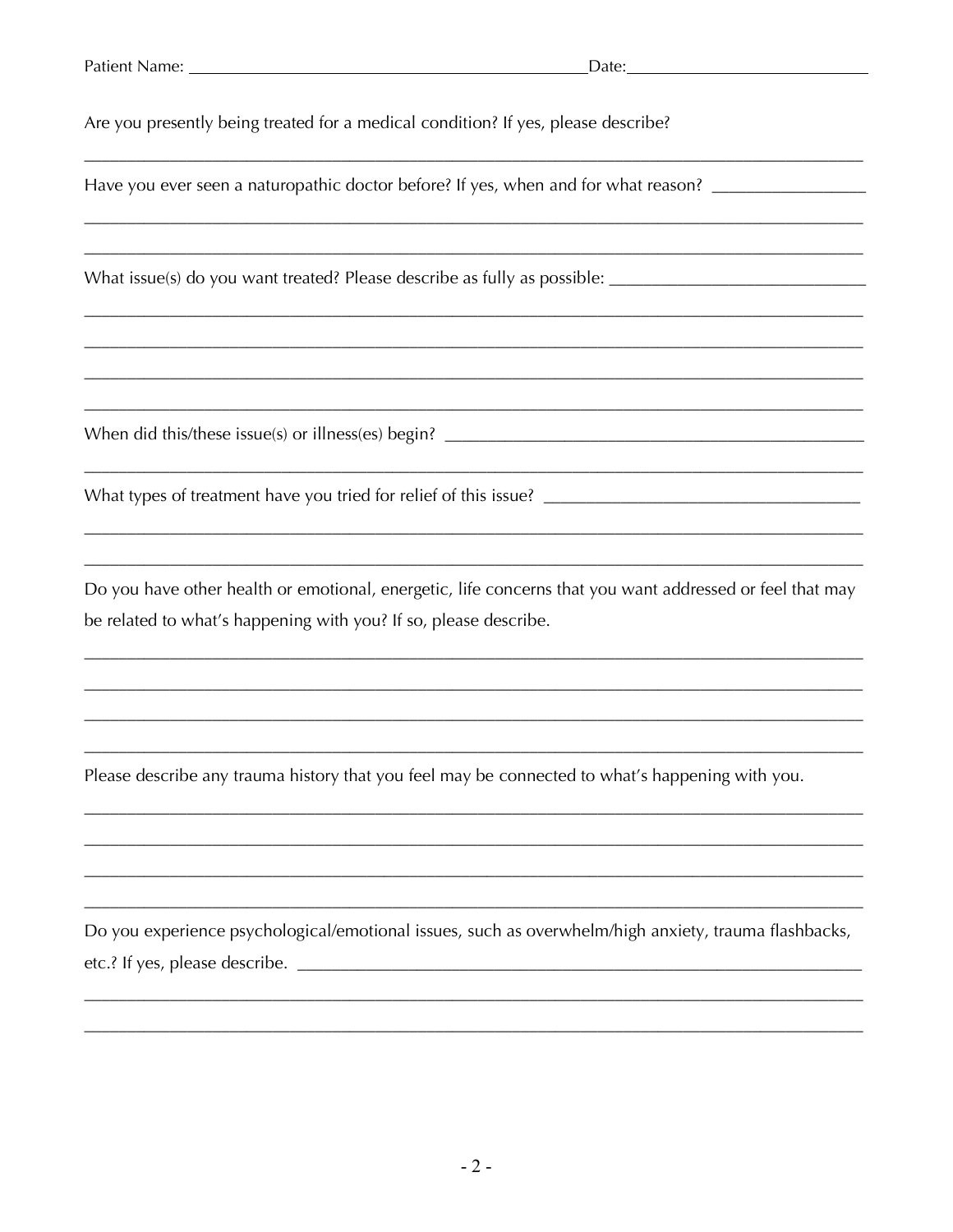Patient Name: ______________________________________________ Date: ___________________________

Are you presently being treated for a medical condition? If yes, please describe?

_____________________________________________________________________________________________

Have you ever seen a naturopathic doctor before? If yes, when and for what reason? _________________

_____________________________________________________________________________________________

_____________________________________________________________________________________________

What issue(s) do you want treated? Please describe as fully as possible: ____________________________

_____________________________________________________________________________________________

_____________________________________________________________________________________________

_____________________________________________________________________________________________

_____________________________________________________________________________________________

When did this/these issue(s) or illness(es) begin? _________________________________________________

_____________________________________________________________________________________________

What types of treatment have you tried for relief of this issue? ____________________________________

_____________________________________________________________________________________________

_____________________________________________________________________________________________

Do you have other health or emotional, energetic, life concerns that you want addressed or feel that may be related to what's happening with you? If so, please describe.

_____________________________________________________________________________________________

_____________________________________________________________________________________________

_____________________________________________________________________________________________

_____________________________________________________________________________________________

Please describe any trauma history that you feel may be connected to what's happening with you.

_____________________________________________________________________________________________

_____________________________________________________________________________________________

_____________________________________________________________________________________________

_____________________________________________________________________________________________

Do you experience psychological/emotional issues, such as overwhelm/high anxiety, trauma flashbacks, etc.? If yes, please describe. ___________________________________________________________________

_____________________________________________________________________________________________

_____________________________________________________________________________________________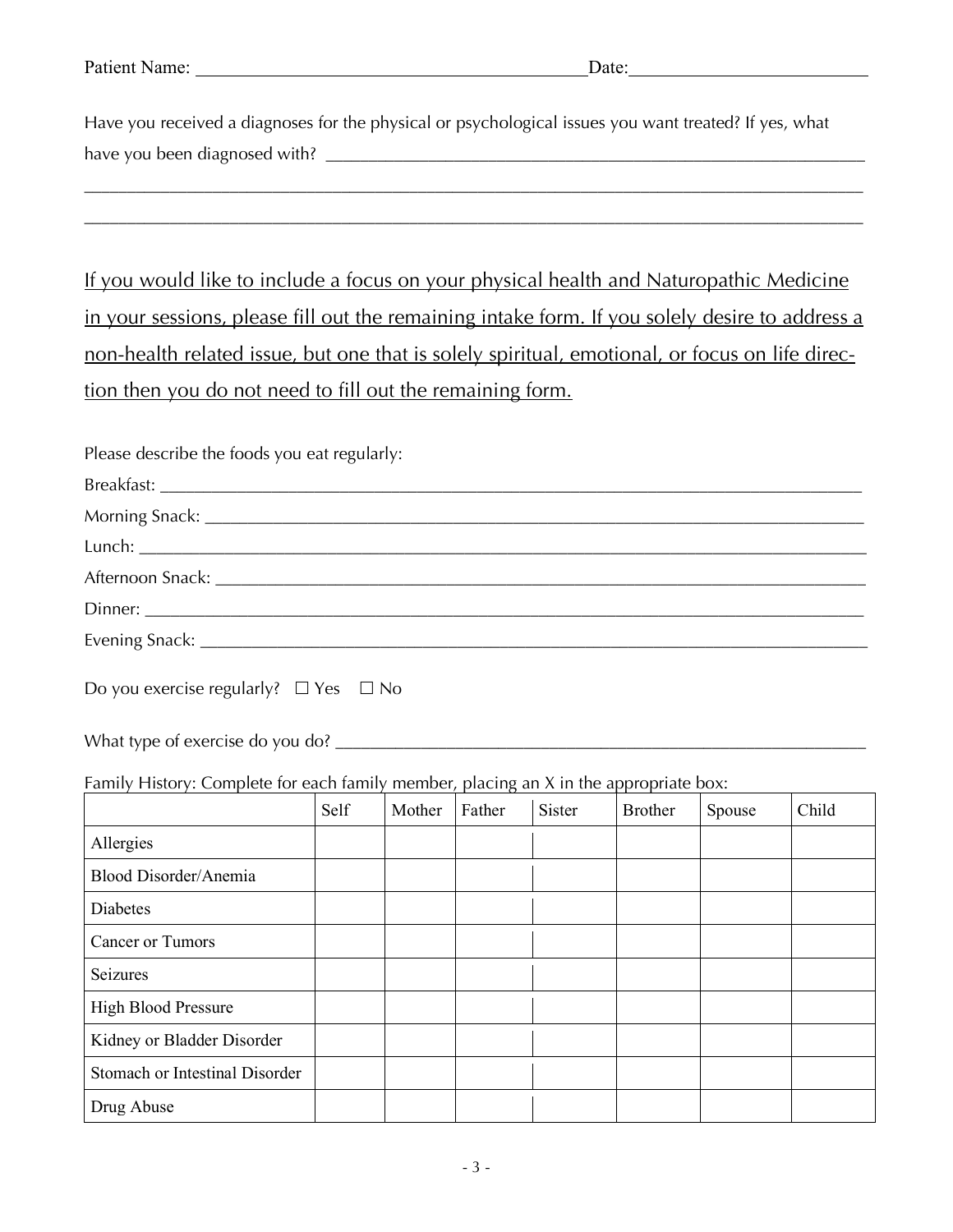Patient Name: ______________________________ Date: ____________________

Have you received a diagnoses for the physical or psychological issues you want treated? If yes, what have you been diagnosed with? ______________________________________________

________________________________________________________________________

________________________________________________________________________

<u>If you would like to include a focus on your physical health and Naturopathic Medicine in your sessions, please fill out the remaining intake form. If you solely desire to address a non-health related issue, but one that is solely spiritual, emotional, or focus on life direction then you do not need to fill out the remaining form.</u>

Please describe the foods you eat regularly:

Breakfast: ____________________________________________________________

Morning Snack: ________________________________________________________

Lunch: _______________________________________________________________

Afternoon Snack: _______________________________________________________

Dinner: _______________________________________________________________

Evening Snack: _________________________________________________________

Do you exercise regularly? ☐ Yes ☐ No

What type of exercise do you do? _________________________________________

Family History: Complete for each family member, placing an X in the appropriate box:

| | Self | Mother | Father | Sister | Brother | Spouse | Child |
|---|---|---|---|---|---|---|---|
| Allergies | | | | | | | |
| Blood Disorder/Anemia | | | | | | | |
| Diabetes | | | | | | | |
| Cancer or Tumors | | | | | | | |
| Seizures | | | | | | | |
| High Blood Pressure | | | | | | | |
| Kidney or Bladder Disorder | | | | | | | |
| Stomach or Intestinal Disorder | | | | | | | |
| Drug Abuse | | | | | | | |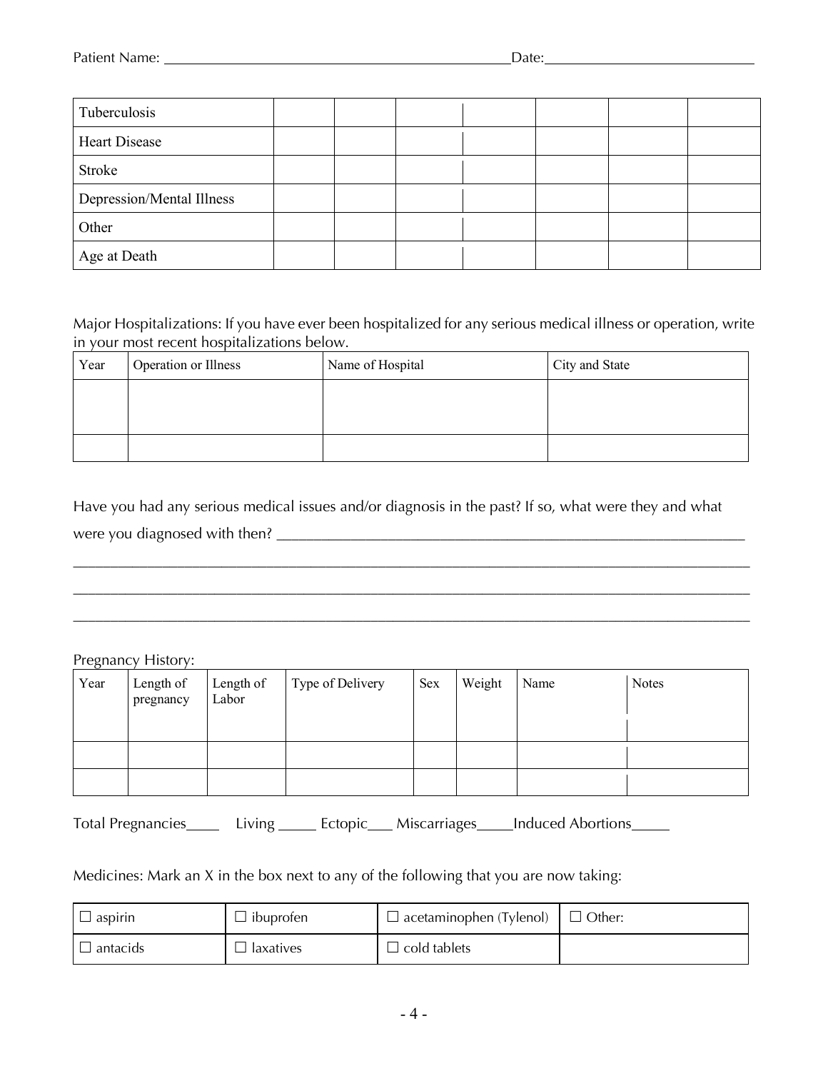Patient Name: ______________________________________________ Date: ___________________________

| Tuberculosis | | | | | | | |
|---|---|---|---|---|---|---|---|
| Heart Disease | | | | | | | |
| Stroke | | | | | | | |
| Depression/Mental Illness | | | | | | | |
| Other | | | | | | | |
| Age at Death | | | | | | | |

Major Hospitalizations: If you have ever been hospitalized for any serious medical illness or operation, write in your most recent hospitalizations below.

| Year | Operation or Illness | Name of Hospital | City and State |
|---|---|---|---|
| | | | |
| | | | |

Have you had any serious medical issues and/or diagnosis in the past? If so, what were they and what were you diagnosed with then? ______________________________________________________________

_____________________________________________________________________________________________

_____________________________________________________________________________________________

_____________________________________________________________________________________________

Pregnancy History:

| Year | Length of pregnancy | Length of Labor | Type of Delivery | Sex | Weight | Name | Notes |
|---|---|---|---|---|---|---|---|
| | | | | | | | |
| | | | | | | | |

Total Pregnancies_____ Living _____ Ectopic___ Miscarriages_____Induced Abortions_____

Medicines: Mark an X in the box next to any of the following that you are now taking:

| ☐ aspirin | ☐ ibuprofen | ☐ acetaminophen (Tylenol) | ☐ Other: |
|---|---|---|---|
| ☐ antacids | ☐ laxatives | ☐ cold tablets | |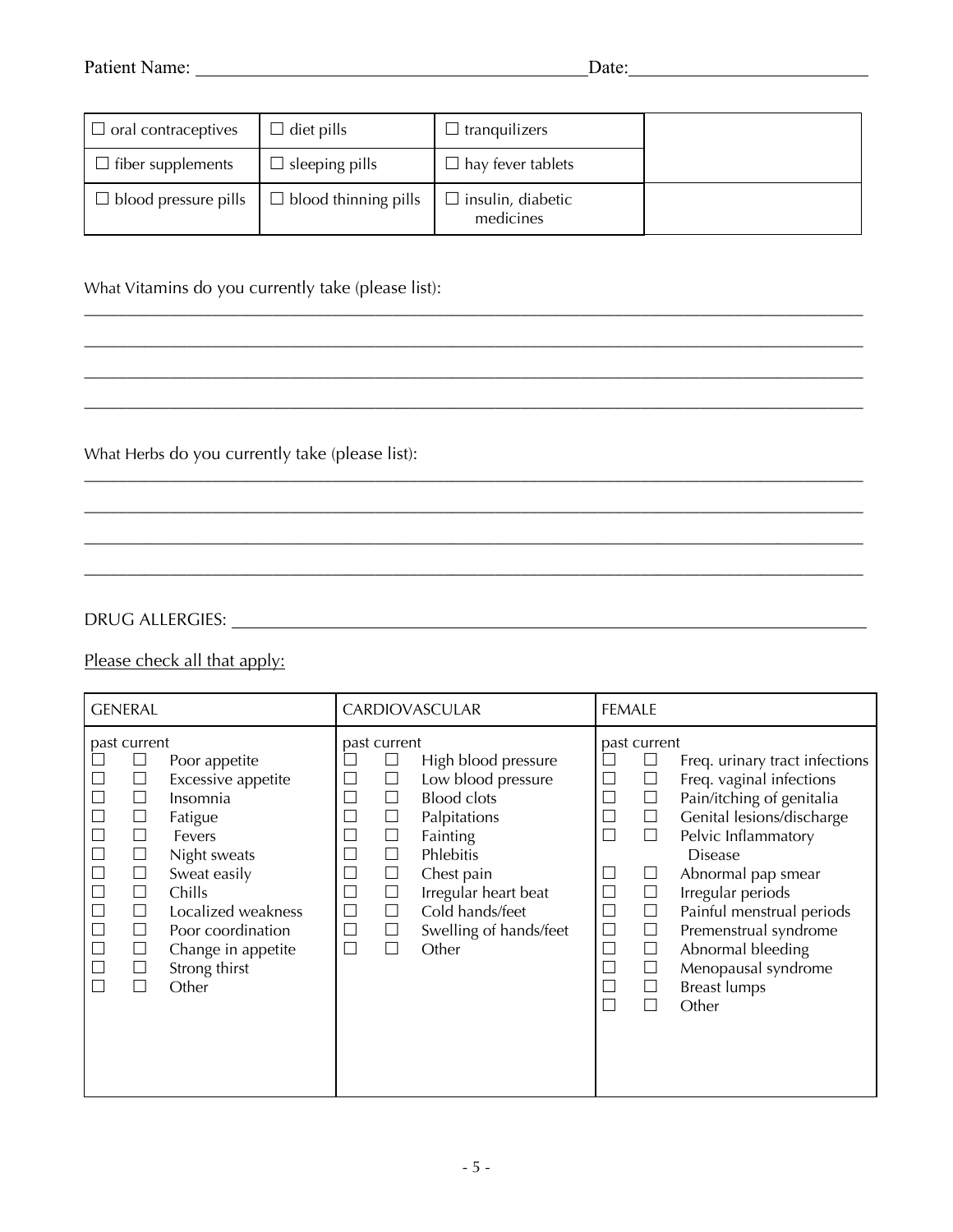Patient Name: ___________________________________________ Date: __________________________

| | | | |
|---|---|---|---|
| ☐ oral contraceptives | ☐ diet pills | ☐ tranquilizers | |
| ☐ fiber supplements | ☐ sleeping pills | ☐ hay fever tablets | |
| ☐ blood pressure pills | ☐ blood thinning pills | ☐ insulin, diabetic medicines | |

What Vitamins do you currently take (please list):

_____________________________________________________________________________________

_____________________________________________________________________________________

_____________________________________________________________________________________

_____________________________________________________________________________________

What Herbs do you currently take (please list):

_____________________________________________________________________________________

_____________________________________________________________________________________

_____________________________________________________________________________________

_____________________________________________________________________________________

DRUG ALLERGIES: _____________________________________________________________________

Please check all that apply:

| GENERAL | | | CARDIOVASCULAR | | | FEMALE | | |
|---|---|---|---|---|---|---|---|---|
| past | current | | past | current | | past | current | |
| ☐ | ☐ | Poor appetite | ☐ | ☐ | High blood pressure | ☐ | ☐ | Freq. urinary tract infections |
| ☐ | ☐ | Excessive appetite | ☐ | ☐ | Low blood pressure | ☐ | ☐ | Freq. vaginal infections |
| ☐ | ☐ | Insomnia | ☐ | ☐ | Blood clots | ☐ | ☐ | Pain/itching of genitalia |
| ☐ | ☐ | Fatigue | ☐ | ☐ | Palpitations | ☐ | ☐ | Genital lesions/discharge |
| ☐ | ☐ | Fevers | ☐ | ☐ | Fainting | ☐ | ☐ | Pelvic Inflammatory Disease |
| ☐ | ☐ | Night sweats | ☐ | ☐ | Phlebitis | ☐ | ☐ | Abnormal pap smear |
| ☐ | ☐ | Sweat easily | ☐ | ☐ | Chest pain | ☐ | ☐ | Irregular periods |
| ☐ | ☐ | Chills | ☐ | ☐ | Irregular heart beat | ☐ | ☐ | Painful menstrual periods |
| ☐ | ☐ | Localized weakness | ☐ | ☐ | Cold hands/feet | ☐ | ☐ | Premenstrual syndrome |
| ☐ | ☐ | Poor coordination | ☐ | ☐ | Swelling of hands/feet | ☐ | ☐ | Abnormal bleeding |
| ☐ | ☐ | Change in appetite | ☐ | ☐ | Other | ☐ | ☐ | Menopausal syndrome |
| ☐ | ☐ | Strong thirst | | | | ☐ | ☐ | Breast lumps |
| ☐ | ☐ | Other | | | | ☐ | ☐ | Other |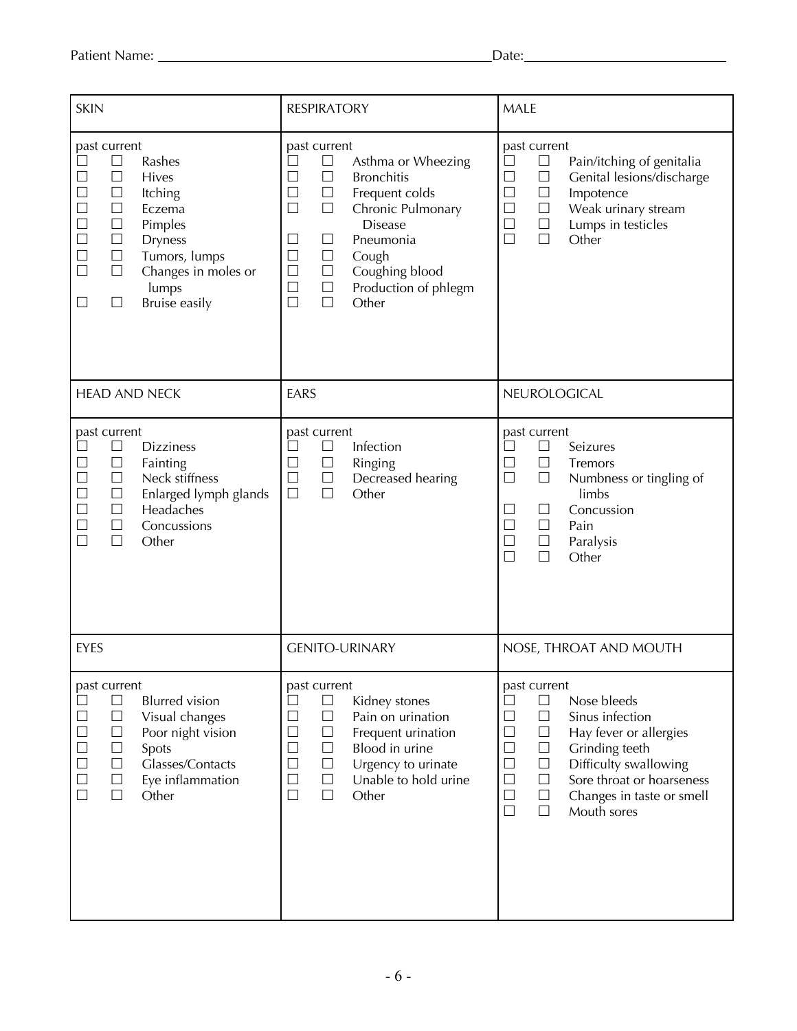Patient Name: ______________________________ Date: ____________________

## SKIN

past current

- ☐ ☐ Rashes
- ☐ ☐ Hives
- ☐ ☐ Itching
- ☐ ☐ Eczema
- ☐ ☐ Pimples
- ☐ ☐ Dryness
- ☐ ☐ Tumors, lumps
- ☐ ☐ Changes in moles or lumps
- ☐ ☐ Bruise easily

## RESPIRATORY

past current

- ☐ ☐ Asthma or Wheezing
- ☐ ☐ Bronchitis
- ☐ ☐ Frequent colds
- ☐ ☐ Chronic Pulmonary Disease
- ☐ ☐ Pneumonia
- ☐ ☐ Cough
- ☐ ☐ Coughing blood
- ☐ ☐ Production of phlegm
- ☐ ☐ Other

## MALE

past current

- ☐ ☐ Pain/itching of genitalia
- ☐ ☐ Genital lesions/discharge
- ☐ ☐ Impotence
- ☐ ☐ Weak urinary stream
- ☐ ☐ Lumps in testicles
- ☐ ☐ Other

## HEAD AND NECK

past current

- ☐ ☐ Dizziness
- ☐ ☐ Fainting
- ☐ ☐ Neck stiffness
- ☐ ☐ Enlarged lymph glands
- ☐ ☐ Headaches
- ☐ ☐ Concussions
- ☐ ☐ Other

## EARS

past current

- ☐ ☐ Infection
- ☐ ☐ Ringing
- ☐ ☐ Decreased hearing
- ☐ ☐ Other

## NEUROLOGICAL

past current

- ☐ ☐ Seizures
- ☐ ☐ Tremors
- ☐ ☐ Numbness or tingling of limbs
- ☐ ☐ Concussion
- ☐ ☐ Pain
- ☐ ☐ Paralysis
- ☐ ☐ Other

## EYES

past current

- ☐ ☐ Blurred vision
- ☐ ☐ Visual changes
- ☐ ☐ Poor night vision
- ☐ ☐ Spots
- ☐ ☐ Glasses/Contacts
- ☐ ☐ Eye inflammation
- ☐ ☐ Other

## GENITO-URINARY

past current

- ☐ ☐ Kidney stones
- ☐ ☐ Pain on urination
- ☐ ☐ Frequent urination
- ☐ ☐ Blood in urine
- ☐ ☐ Urgency to urinate
- ☐ ☐ Unable to hold urine
- ☐ ☐ Other

## NOSE, THROAT AND MOUTH

past current

- ☐ ☐ Nose bleeds
- ☐ ☐ Sinus infection
- ☐ ☐ Hay fever or allergies
- ☐ ☐ Grinding teeth
- ☐ ☐ Difficulty swallowing
- ☐ ☐ Sore throat or hoarseness
- ☐ ☐ Changes in taste or smell
- ☐ ☐ Mouth sores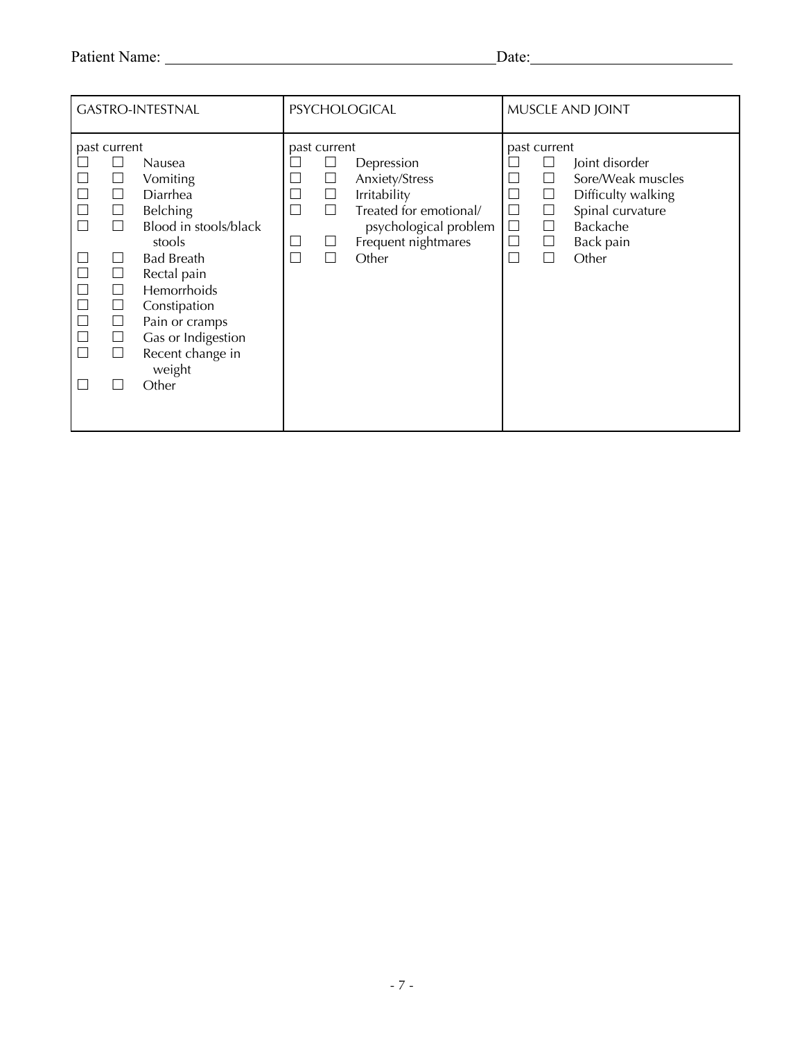Patient Name: ________________________________________ Date: ________________________

| GASTRO-INTESTNAL | | | PSYCHOLOGICAL | | | MUSCLE AND JOINT | | |
|---|---|---|---|---|---|---|---|---|
| past | current | | past | current | | past | current | |
| ☐ | ☐ | Nausea | ☐ | ☐ | Depression | ☐ | ☐ | Joint disorder |
| ☐ | ☐ | Vomiting | ☐ | ☐ | Anxiety/Stress | ☐ | ☐ | Sore/Weak muscles |
| ☐ | ☐ | Diarrhea | ☐ | ☐ | Irritability | ☐ | ☐ | Difficulty walking |
| ☐ | ☐ | Belching | ☐ | ☐ | Treated for emotional/ psychological problem | ☐ | ☐ | Spinal curvature |
| ☐ | ☐ | Blood in stools/black stools | ☐ | ☐ | Frequent nightmares | ☐ | ☐ | Backache |
| ☐ | ☐ | Bad Breath | ☐ | ☐ | Other | ☐ | ☐ | Back pain |
| ☐ | ☐ | Rectal pain | | | | ☐ | ☐ | Other |
| ☐ | ☐ | Hemorrhoids | | | | | | |
| ☐ | ☐ | Constipation | | | | | | |
| ☐ | ☐ | Pain or cramps | | | | | | |
| ☐ | ☐ | Gas or Indigestion | | | | | | |
| ☐ | ☐ | Recent change in weight | | | | | | |
| ☐ | ☐ | Other | | | | | | |